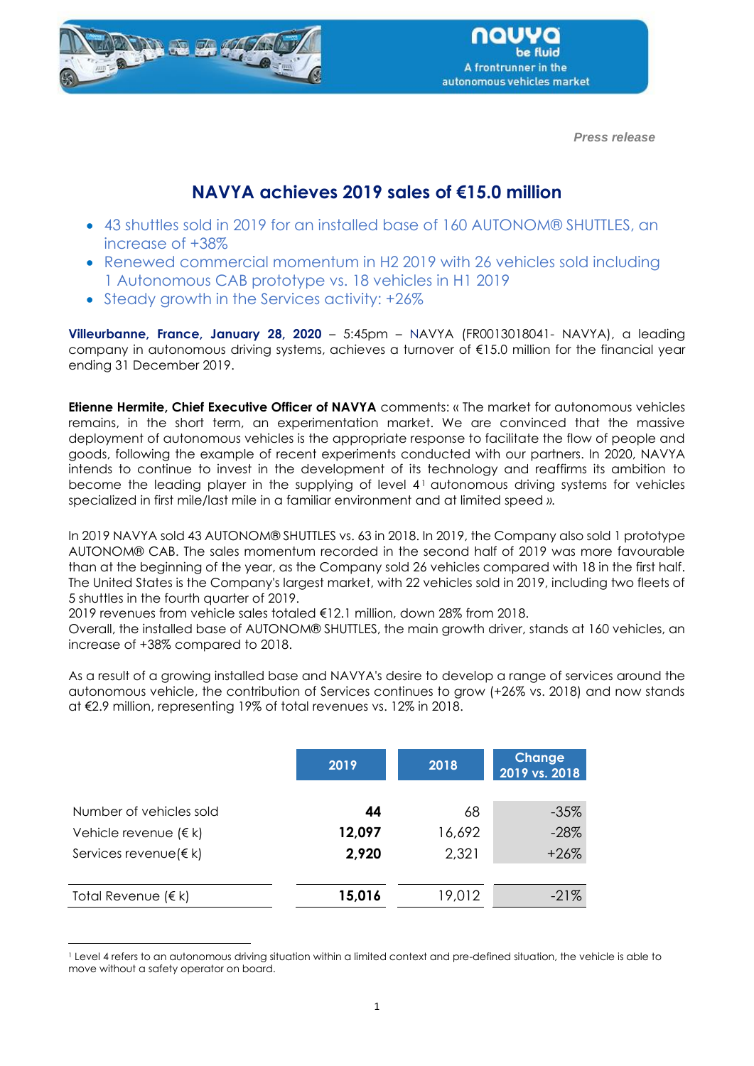Press release

# NAVYA achieves 2019 sales of €15.0 million

- 43 shuttles sold in 2019 for an installed base of 160 AUTONOM® SHUTTLES, an increase of +38%
- Renewed commercial momentum in H2 2019 with 26 vehicles sold including 1 Autonomous CAB prototype vs. 18 vehicles in H1 2019
- Steady growth in the Services activity: +26%

**Villeurbanne, France, January 28, 2020** – 5:45pm – NAVYA (FR0013018041- NAVYA), a leading company in autonomous driving systems, achieves a turnover of €15.0 million for the financial year ending 31 December 2019.

**Etienne Hermite, Chief Executive Officer of NAVYA** comments: « The market for autonomous vehicles remains, in the short term, an experimentation market. We are convinced that the massive deployment of autonomous vehicles is the appropriate response to facilitate the flow of people and goods, following the example of recent experiments conducted with our partners. In 2020, NAVYA intends to continue to invest in the development of its technology and reaffirms its ambition to become the leading player in the supplying of level 4[1] autonomous driving systems for vehicles specialized in first mile/last mile in a familiar environment and at limited speed ».

In 2019 NAVYA sold 43 AUTONOM® SHUTTLES vs. 63 in 2018. In 2019, the Company also sold 1 prototype AUTONOM® CAB. The sales momentum recorded in the second half of 2019 was more favourable than at the beginning of the year, as the Company sold 26 vehicles compared with 18 in the first half. The United States is the Company's largest market, with 22 vehicles sold in 2019, including two fleets of 5 shuttles in the fourth quarter of 2019.
2019 revenues from vehicle sales totaled €12.1 million, down 28% from 2018.
Overall, the installed base of AUTONOM® SHUTTLES, the main growth driver, stands at 160 vehicles, an increase of +38% compared to 2018.

As a result of a growing installed base and NAVYA's desire to develop a range of services around the autonomous vehicle, the contribution of Services continues to grow (+26% vs. 2018) and now stands at €2.9 million, representing 19% of total revenues vs. 12% in 2018.

| | 2019 | 2018 | Change 2019 vs. 2018 |
|---|---|---|---|
| Number of vehicles sold | **44** | 68 | -35% |
| Vehicle revenue (€ k) | **12,097** | 16,692 | -28% |
| Services revenue(€ k) | **2,920** | 2,321 | +26% |
| Total Revenue (€ k) | **15,016** | 19,012 | -21% |

[1] Level 4 refers to an autonomous driving situation within a limited context and pre-defined situation, the vehicle is able to move without a safety operator on board.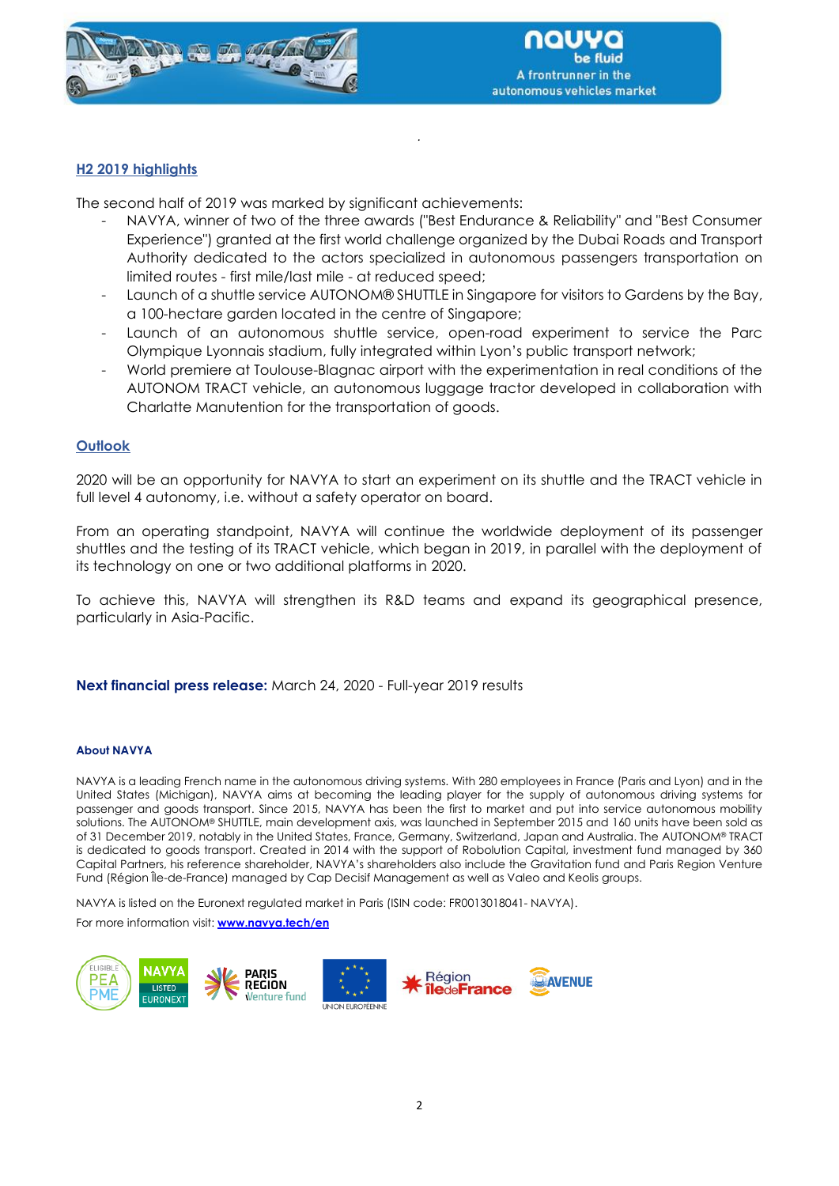## H2 2019 highlights

The second half of 2019 was marked by significant achievements:

- NAVYA, winner of two of the three awards ("Best Endurance & Reliability" and "Best Consumer Experience") granted at the first world challenge organized by the Dubai Roads and Transport Authority dedicated to the actors specialized in autonomous passengers transportation on limited routes - first mile/last mile - at reduced speed;
- Launch of a shuttle service AUTONOM® SHUTTLE in Singapore for visitors to Gardens by the Bay, a 100-hectare garden located in the centre of Singapore;
- Launch of an autonomous shuttle service, open-road experiment to service the Parc Olympique Lyonnais stadium, fully integrated within Lyon's public transport network;
- World premiere at Toulouse-Blagnac airport with the experimentation in real conditions of the AUTONOM TRACT vehicle, an autonomous luggage tractor developed in collaboration with Charlatte Manutention for the transportation of goods.

## Outlook

2020 will be an opportunity for NAVYA to start an experiment on its shuttle and the TRACT vehicle in full level 4 autonomy, i.e. without a safety operator on board.

From an operating standpoint, NAVYA will continue the worldwide deployment of its passenger shuttles and the testing of its TRACT vehicle, which began in 2019, in parallel with the deployment of its technology on one or two additional platforms in 2020.

To achieve this, NAVYA will strengthen its R&D teams and expand its geographical presence, particularly in Asia-Pacific.

**Next financial press release:** March 24, 2020 - Full-year 2019 results

#### About NAVYA

NAVYA is a leading French name in the autonomous driving systems. With 280 employees in France (Paris and Lyon) and in the United States (Michigan), NAVYA aims at becoming the leading player for the supply of autonomous driving systems for passenger and goods transport. Since 2015, NAVYA has been the first to market and put into service autonomous mobility solutions. The AUTONOM® SHUTTLE, main development axis, was launched in September 2015 and 160 units have been sold as of 31 December 2019, notably in the United States, France, Germany, Switzerland, Japan and Australia. The AUTONOM® TRACT is dedicated to goods transport. Created in 2014 with the support of Robolution Capital, investment fund managed by 360 Capital Partners, his reference shareholder, NAVYA's shareholders also include the Gravitation fund and Paris Region Venture Fund (Région Île-de-France) managed by Cap Decisif Management as well as Valeo and Keolis groups.

NAVYA is listed on the Euronext regulated market in Paris (ISIN code: FR0013018041- NAVYA).

For more information visit: [www.navya.tech/en](www.navya.tech/en)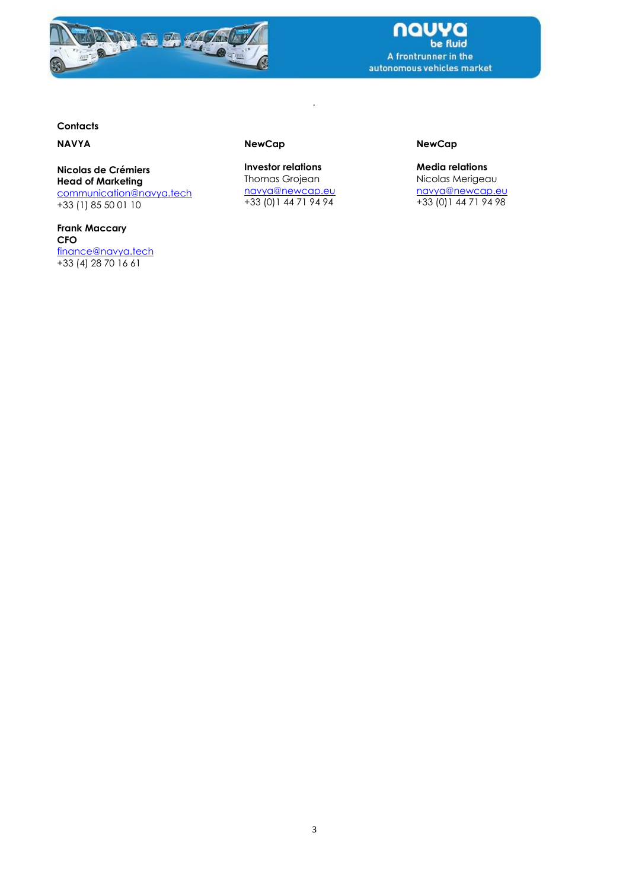**Contacts**

**NAVYA**

**Nicolas de Crémiers**
**Head of Marketing**
communication@navya.tech
+33 (1) 85 50 01 10

**Frank Maccary**
**CFO**
finance@navya.tech
+33 (4) 28 70 16 61

**NewCap**

**Investor relations**
Thomas Grojean
navya@newcap.eu
+33 (0)1 44 71 94 94

**NewCap**

**Media relations**
Nicolas Merigeau
navya@newcap.eu
+33 (0)1 44 71 94 98